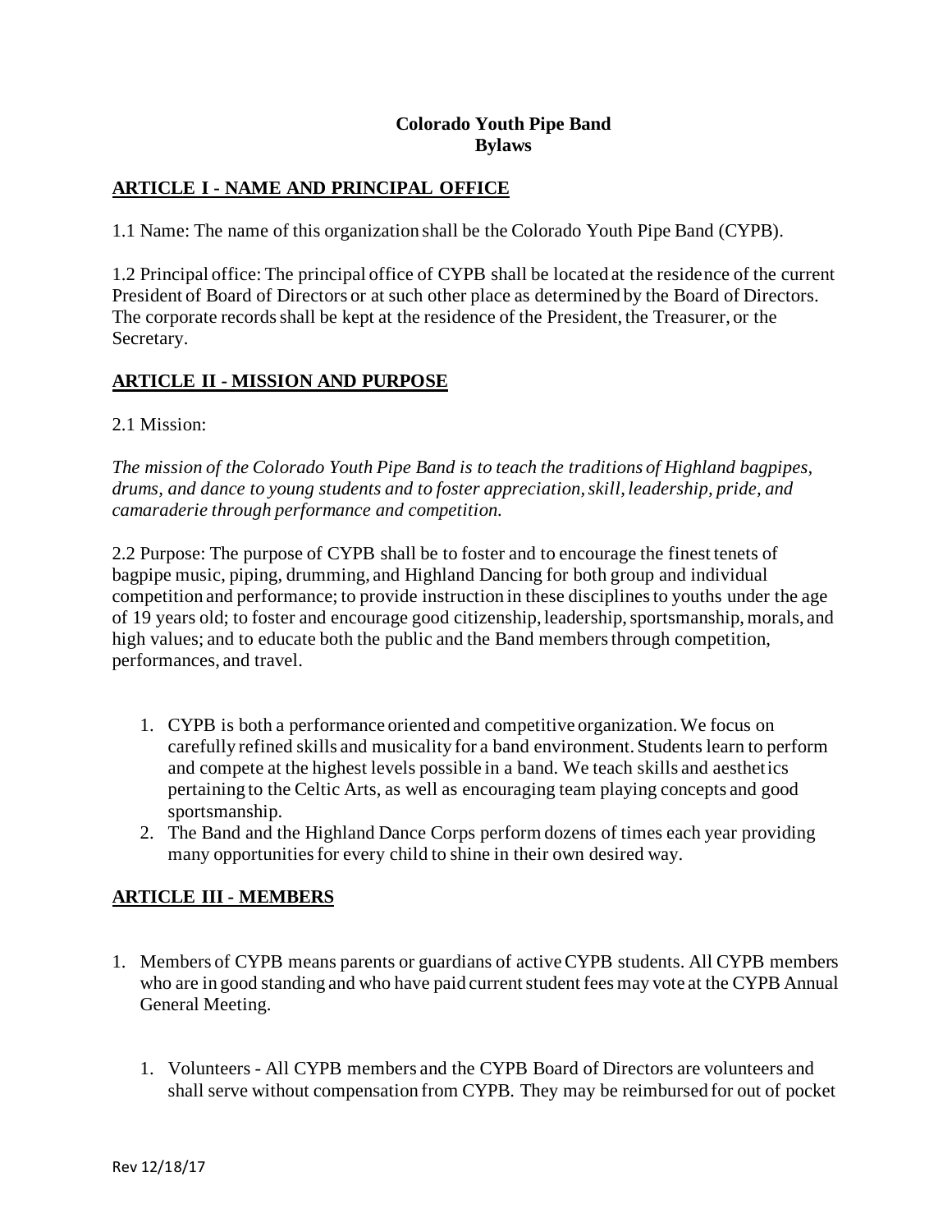# Colorado Youth Pipe Band
# Bylaws

## ARTICLE I - NAME AND PRINCIPAL OFFICE

1.1 Name: The name of this organization shall be the Colorado Youth Pipe Band (CYPB).

1.2 Principal office: The principal office of CYPB shall be located at the residence of the current President of Board of Directors or at such other place as determined by the Board of Directors. The corporate records shall be kept at the residence of the President, the Treasurer, or the Secretary.

## ARTICLE II - MISSION AND PURPOSE

2.1 Mission:

*The mission of the Colorado Youth Pipe Band is to teach the traditions of Highland bagpipes, drums, and dance to young students and to foster appreciation, skill, leadership, pride, and camaraderie through performance and competition.*

2.2 Purpose: The purpose of CYPB shall be to foster and to encourage the finest tenets of bagpipe music, piping, drumming, and Highland Dancing for both group and individual competition and performance; to provide instruction in these disciplines to youths under the age of 19 years old; to foster and encourage good citizenship, leadership, sportsmanship, morals, and high values; and to educate both the public and the Band members through competition, performances, and travel.

1. CYPB is both a performance oriented and competitive organization. We focus on carefully refined skills and musicality for a band environment. Students learn to perform and compete at the highest levels possible in a band. We teach skills and aesthetics pertaining to the Celtic Arts, as well as encouraging team playing concepts and good sportsmanship.
2. The Band and the Highland Dance Corps perform dozens of times each year providing many opportunities for every child to shine in their own desired way.

## ARTICLE III - MEMBERS

1. Members of CYPB means parents or guardians of active CYPB students. All CYPB members who are in good standing and who have paid current student fees may vote at the CYPB Annual General Meeting.

    1. Volunteers - All CYPB members and the CYPB Board of Directors are volunteers and shall serve without compensation from CYPB. They may be reimbursed for out of pocket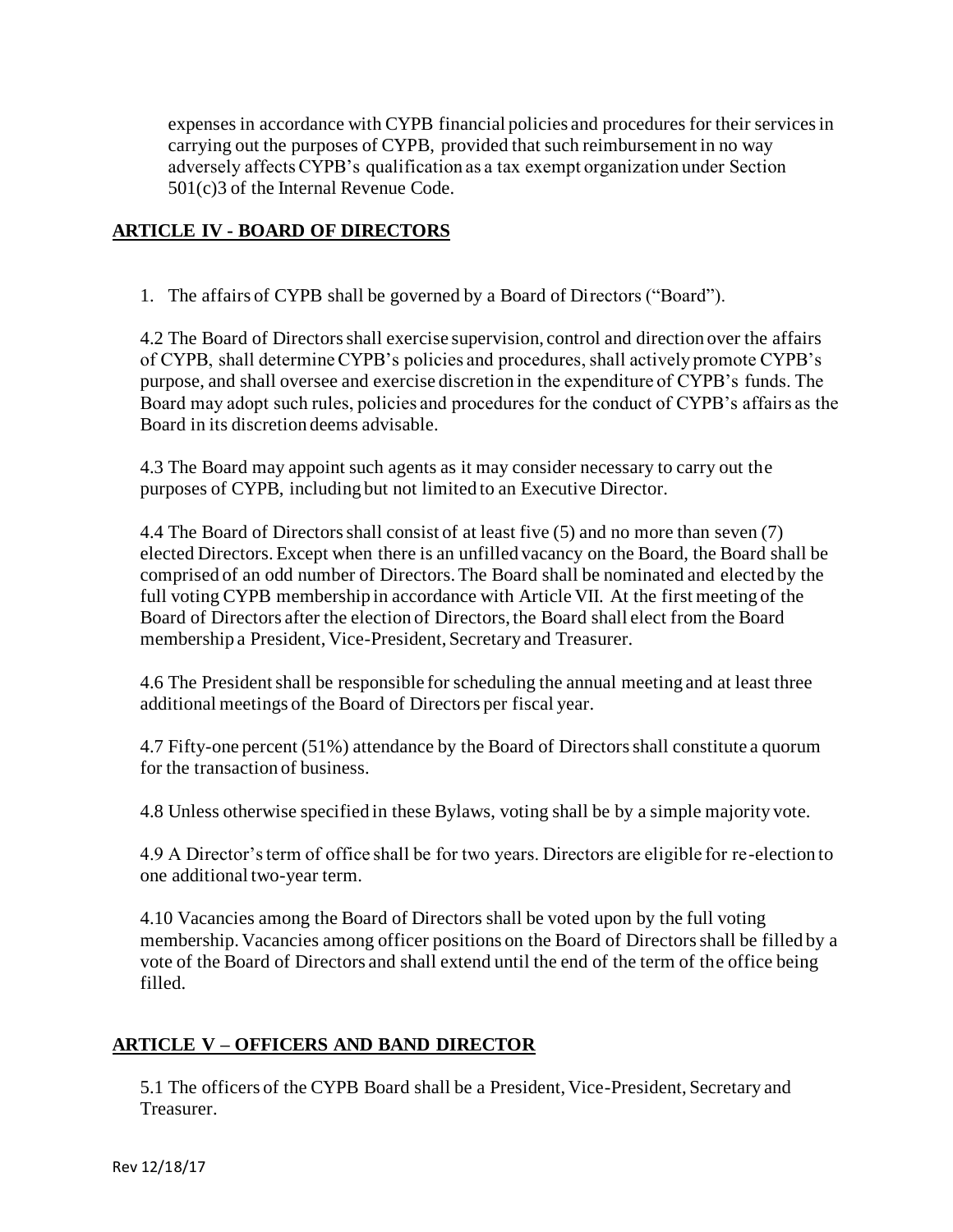expenses in accordance with CYPB financial policies and procedures for their services in carrying out the purposes of CYPB, provided that such reimbursement in no way adversely affects CYPB's qualification as a tax exempt organization under Section 501(c)3 of the Internal Revenue Code.

## ARTICLE IV - BOARD OF DIRECTORS

1. The affairs of CYPB shall be governed by a Board of Directors ("Board").

4.2 The Board of Directors shall exercise supervision, control and direction over the affairs of CYPB, shall determine CYPB's policies and procedures, shall actively promote CYPB's purpose, and shall oversee and exercise discretion in the expenditure of CYPB's funds. The Board may adopt such rules, policies and procedures for the conduct of CYPB's affairs as the Board in its discretion deems advisable.

4.3 The Board may appoint such agents as it may consider necessary to carry out the purposes of CYPB, including but not limited to an Executive Director.

4.4 The Board of Directors shall consist of at least five (5) and no more than seven (7) elected Directors. Except when there is an unfilled vacancy on the Board, the Board shall be comprised of an odd number of Directors. The Board shall be nominated and elected by the full voting CYPB membership in accordance with Article VII. At the first meeting of the Board of Directors after the election of Directors, the Board shall elect from the Board membership a President, Vice-President, Secretary and Treasurer.

4.6 The President shall be responsible for scheduling the annual meeting and at least three additional meetings of the Board of Directors per fiscal year.

4.7 Fifty-one percent (51%) attendance by the Board of Directors shall constitute a quorum for the transaction of business.

4.8 Unless otherwise specified in these Bylaws, voting shall be by a simple majority vote.

4.9 A Director's term of office shall be for two years. Directors are eligible for re-election to one additional two-year term.

4.10 Vacancies among the Board of Directors shall be voted upon by the full voting membership. Vacancies among officer positions on the Board of Directors shall be filled by a vote of the Board of Directors and shall extend until the end of the term of the office being filled.

## ARTICLE V – OFFICERS AND BAND DIRECTOR

5.1 The officers of the CYPB Board shall be a President, Vice-President, Secretary and Treasurer.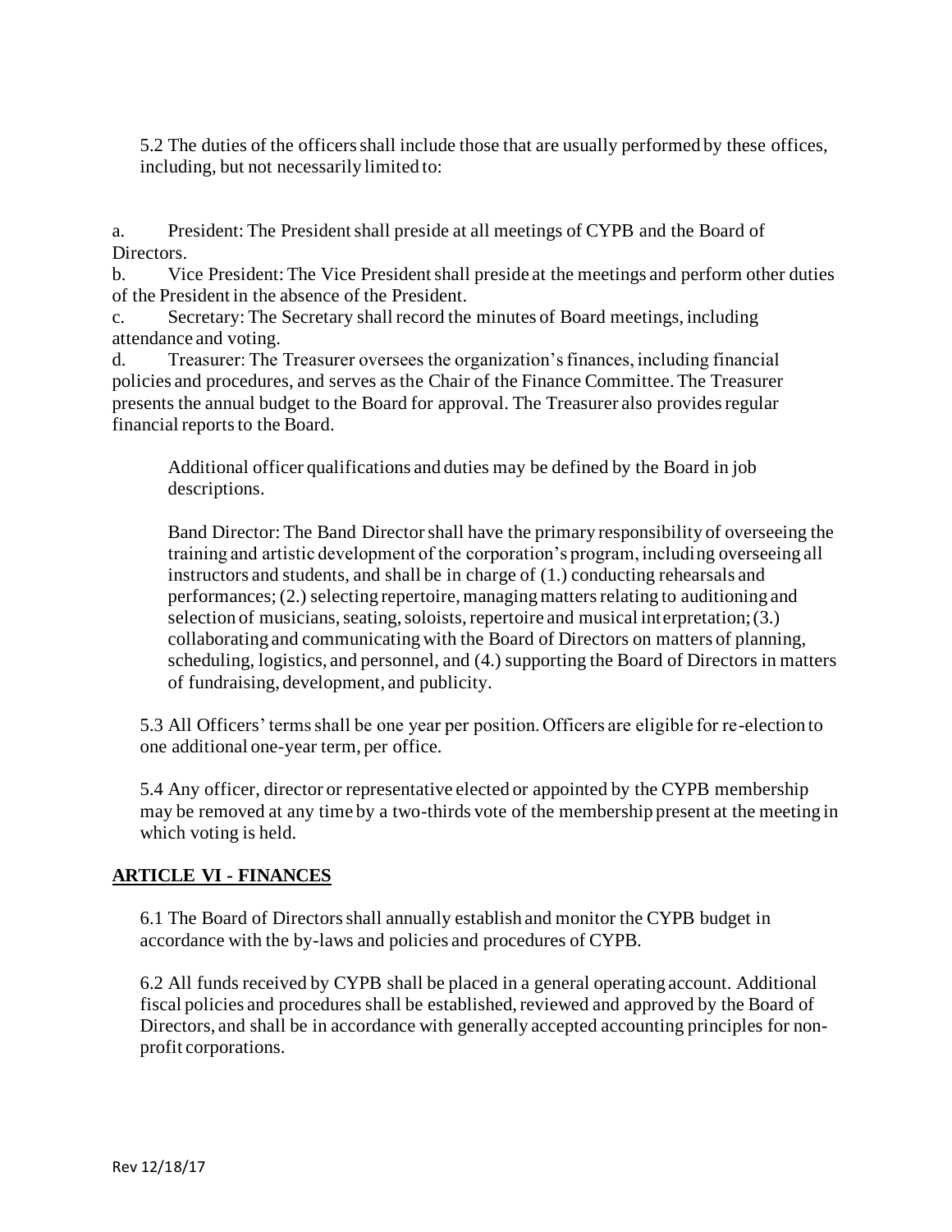5.2 The duties of the officers shall include those that are usually performed by these offices, including, but not necessarily limited to:

a. President: The President shall preside at all meetings of CYPB and the Board of Directors.

b. Vice President: The Vice President shall preside at the meetings and perform other duties of the President in the absence of the President.

c. Secretary: The Secretary shall record the minutes of Board meetings, including attendance and voting.

d. Treasurer: The Treasurer oversees the organization's finances, including financial policies and procedures, and serves as the Chair of the Finance Committee. The Treasurer presents the annual budget to the Board for approval. The Treasurer also provides regular financial reports to the Board.

Additional officer qualifications and duties may be defined by the Board in job descriptions.

Band Director: The Band Director shall have the primary responsibility of overseeing the training and artistic development of the corporation's program, including overseeing all instructors and students, and shall be in charge of (1.) conducting rehearsals and performances; (2.) selecting repertoire, managing matters relating to auditioning and selection of musicians, seating, soloists, repertoire and musical interpretation; (3.) collaborating and communicating with the Board of Directors on matters of planning, scheduling, logistics, and personnel, and (4.) supporting the Board of Directors in matters of fundraising, development, and publicity.

5.3 All Officers' terms shall be one year per position. Officers are eligible for re-election to one additional one-year term, per office.

5.4 Any officer, director or representative elected or appointed by the CYPB membership may be removed at any time by a two-thirds vote of the membership present at the meeting in which voting is held.

## ARTICLE VI - FINANCES

6.1 The Board of Directors shall annually establish and monitor the CYPB budget in accordance with the by-laws and policies and procedures of CYPB.

6.2 All funds received by CYPB shall be placed in a general operating account. Additional fiscal policies and procedures shall be established, reviewed and approved by the Board of Directors, and shall be in accordance with generally accepted accounting principles for non-profit corporations.

Rev 12/18/17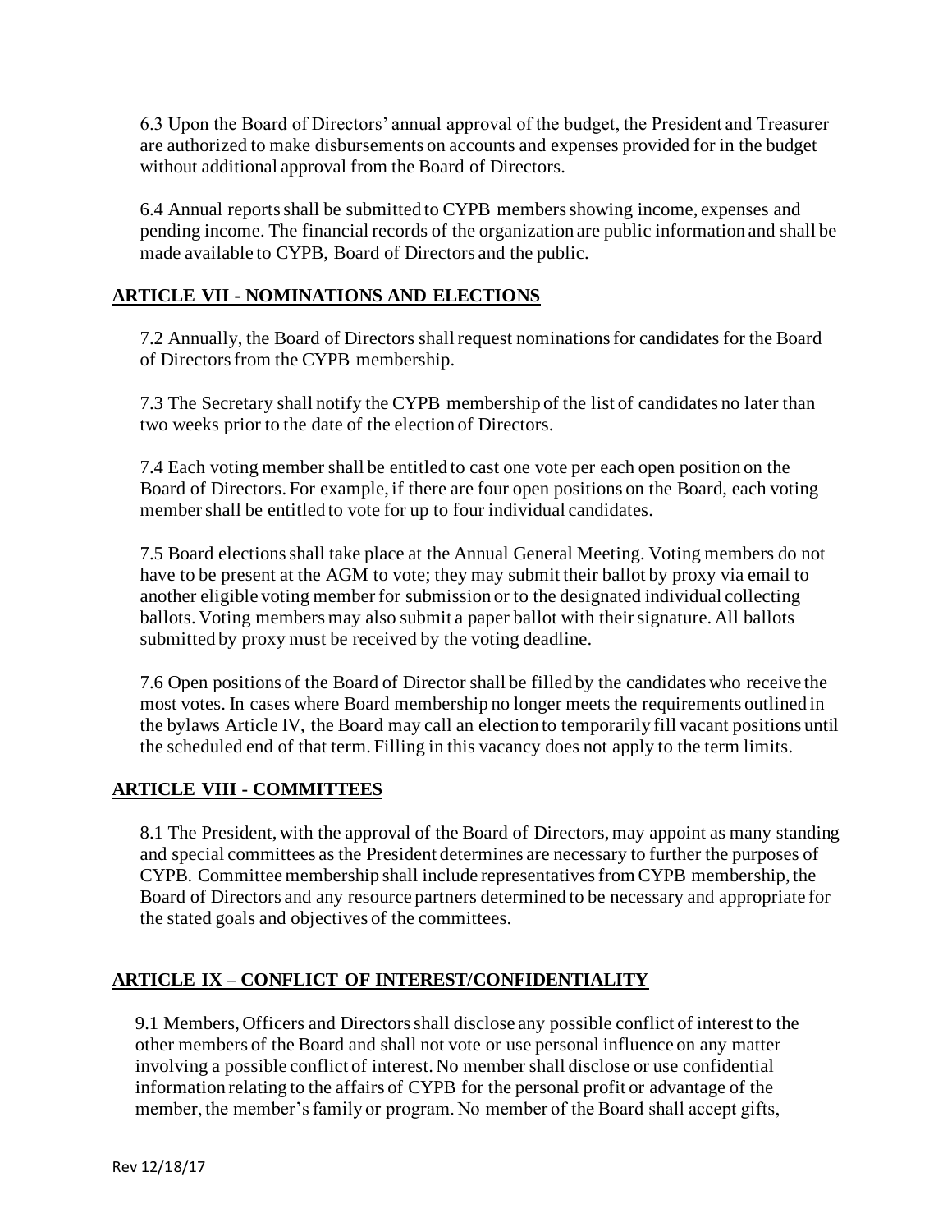6.3 Upon the Board of Directors' annual approval of the budget, the President and Treasurer are authorized to make disbursements on accounts and expenses provided for in the budget without additional approval from the Board of Directors.

6.4 Annual reports shall be submitted to CYPB members showing income, expenses and pending income. The financial records of the organization are public information and shall be made available to CYPB, Board of Directors and the public.

## ARTICLE VII - NOMINATIONS AND ELECTIONS

7.2 Annually, the Board of Directors shall request nominations for candidates for the Board of Directors from the CYPB membership.

7.3 The Secretary shall notify the CYPB membership of the list of candidates no later than two weeks prior to the date of the election of Directors.

7.4 Each voting member shall be entitled to cast one vote per each open position on the Board of Directors. For example, if there are four open positions on the Board, each voting member shall be entitled to vote for up to four individual candidates.

7.5 Board elections shall take place at the Annual General Meeting. Voting members do not have to be present at the AGM to vote; they may submit their ballot by proxy via email to another eligible voting member for submission or to the designated individual collecting ballots. Voting members may also submit a paper ballot with their signature. All ballots submitted by proxy must be received by the voting deadline.

7.6 Open positions of the Board of Director shall be filled by the candidates who receive the most votes. In cases where Board membership no longer meets the requirements outlined in the bylaws Article IV, the Board may call an election to temporarily fill vacant positions until the scheduled end of that term. Filling in this vacancy does not apply to the term limits.

## ARTICLE VIII - COMMITTEES

8.1 The President, with the approval of the Board of Directors, may appoint as many standing and special committees as the President determines are necessary to further the purposes of CYPB. Committee membership shall include representatives from CYPB membership, the Board of Directors and any resource partners determined to be necessary and appropriate for the stated goals and objectives of the committees.

## ARTICLE IX – CONFLICT OF INTEREST/CONFIDENTIALITY

9.1 Members, Officers and Directors shall disclose any possible conflict of interest to the other members of the Board and shall not vote or use personal influence on any matter involving a possible conflict of interest. No member shall disclose or use confidential information relating to the affairs of CYPB for the personal profit or advantage of the member, the member's family or program. No member of the Board shall accept gifts,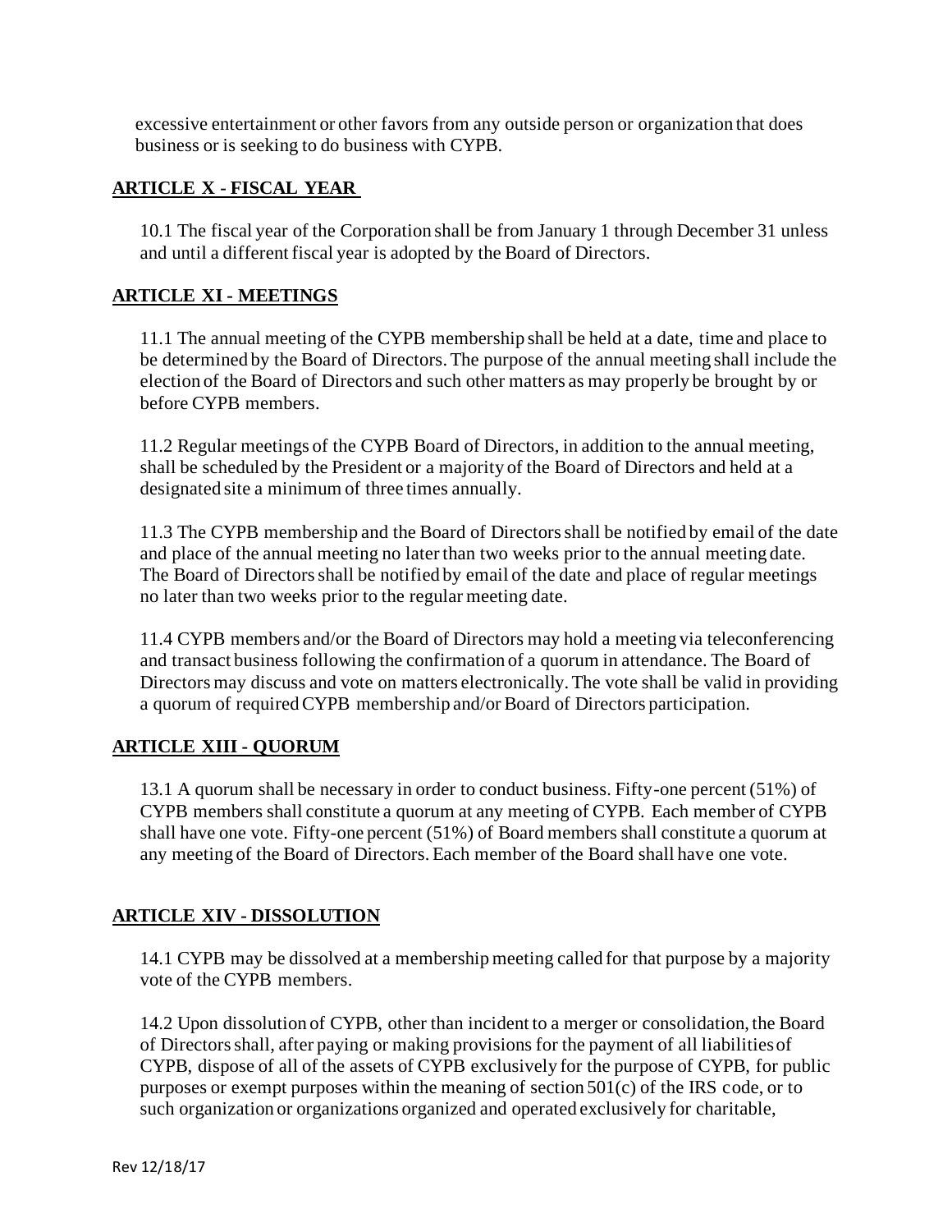excessive entertainment or other favors from any outside person or organization that does business or is seeking to do business with CYPB.

## ARTICLE X - FISCAL YEAR

10.1 The fiscal year of the Corporation shall be from January 1 through December 31 unless and until a different fiscal year is adopted by the Board of Directors.

## ARTICLE XI - MEETINGS

11.1 The annual meeting of the CYPB membership shall be held at a date, time and place to be determined by the Board of Directors. The purpose of the annual meeting shall include the election of the Board of Directors and such other matters as may properly be brought by or before CYPB members.

11.2 Regular meetings of the CYPB Board of Directors, in addition to the annual meeting, shall be scheduled by the President or a majority of the Board of Directors and held at a designated site a minimum of three times annually.

11.3 The CYPB membership and the Board of Directors shall be notified by email of the date and place of the annual meeting no later than two weeks prior to the annual meeting date. The Board of Directors shall be notified by email of the date and place of regular meetings no later than two weeks prior to the regular meeting date.

11.4 CYPB members and/or the Board of Directors may hold a meeting via teleconferencing and transact business following the confirmation of a quorum in attendance. The Board of Directors may discuss and vote on matters electronically. The vote shall be valid in providing a quorum of required CYPB membership and/or Board of Directors participation.

## ARTICLE XIII - QUORUM

13.1 A quorum shall be necessary in order to conduct business. Fifty-one percent (51%) of CYPB members shall constitute a quorum at any meeting of CYPB. Each member of CYPB shall have one vote. Fifty-one percent (51%) of Board members shall constitute a quorum at any meeting of the Board of Directors. Each member of the Board shall have one vote.

## ARTICLE XIV - DISSOLUTION

14.1 CYPB may be dissolved at a membership meeting called for that purpose by a majority vote of the CYPB members.

14.2 Upon dissolution of CYPB, other than incident to a merger or consolidation, the Board of Directors shall, after paying or making provisions for the payment of all liabilities of CYPB, dispose of all of the assets of CYPB exclusively for the purpose of CYPB, for public purposes or exempt purposes within the meaning of section 501(c) of the IRS code, or to such organization or organizations organized and operated exclusively for charitable,

Rev 12/18/17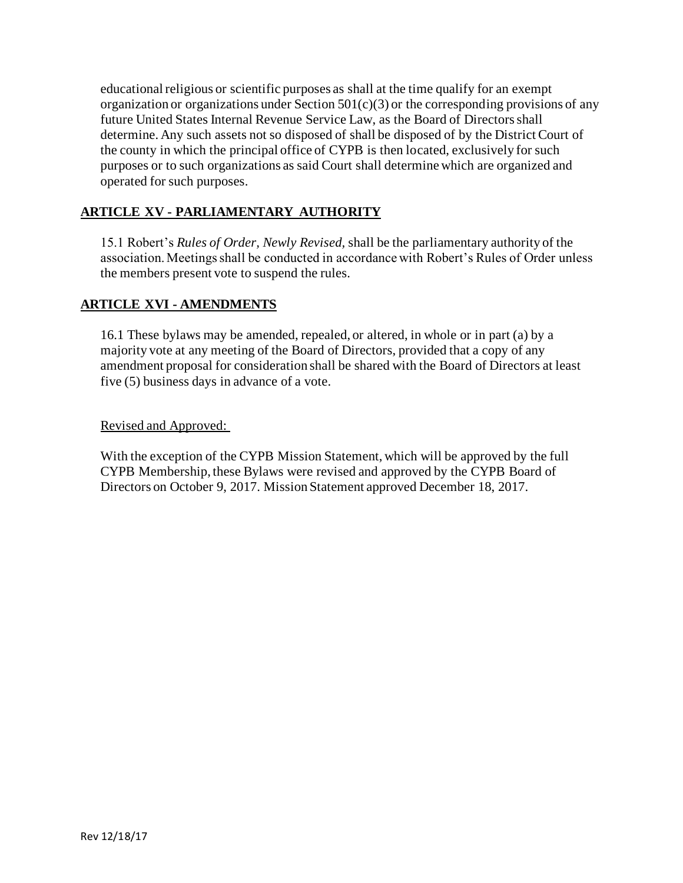educational religious or scientific purposes as shall at the time qualify for an exempt organization or organizations under Section 501(c)(3) or the corresponding provisions of any future United States Internal Revenue Service Law, as the Board of Directors shall determine. Any such assets not so disposed of shall be disposed of by the District Court of the county in which the principal office of CYPB is then located, exclusively for such purposes or to such organizations as said Court shall determine which are organized and operated for such purposes.

## ARTICLE XV - PARLIAMENTARY AUTHORITY

15.1 Robert's *Rules of Order, Newly Revised,* shall be the parliamentary authority of the association. Meetings shall be conducted in accordance with Robert's Rules of Order unless the members present vote to suspend the rules.

## ARTICLE XVI - AMENDMENTS

16.1 These bylaws may be amended, repealed, or altered, in whole or in part (a) by a majority vote at any meeting of the Board of Directors, provided that a copy of any amendment proposal for consideration shall be shared with the Board of Directors at least five (5) business days in advance of a vote.

Revised and Approved:

With the exception of the CYPB Mission Statement, which will be approved by the full CYPB Membership, these Bylaws were revised and approved by the CYPB Board of Directors on October 9, 2017. Mission Statement approved December 18, 2017.

Rev 12/18/17